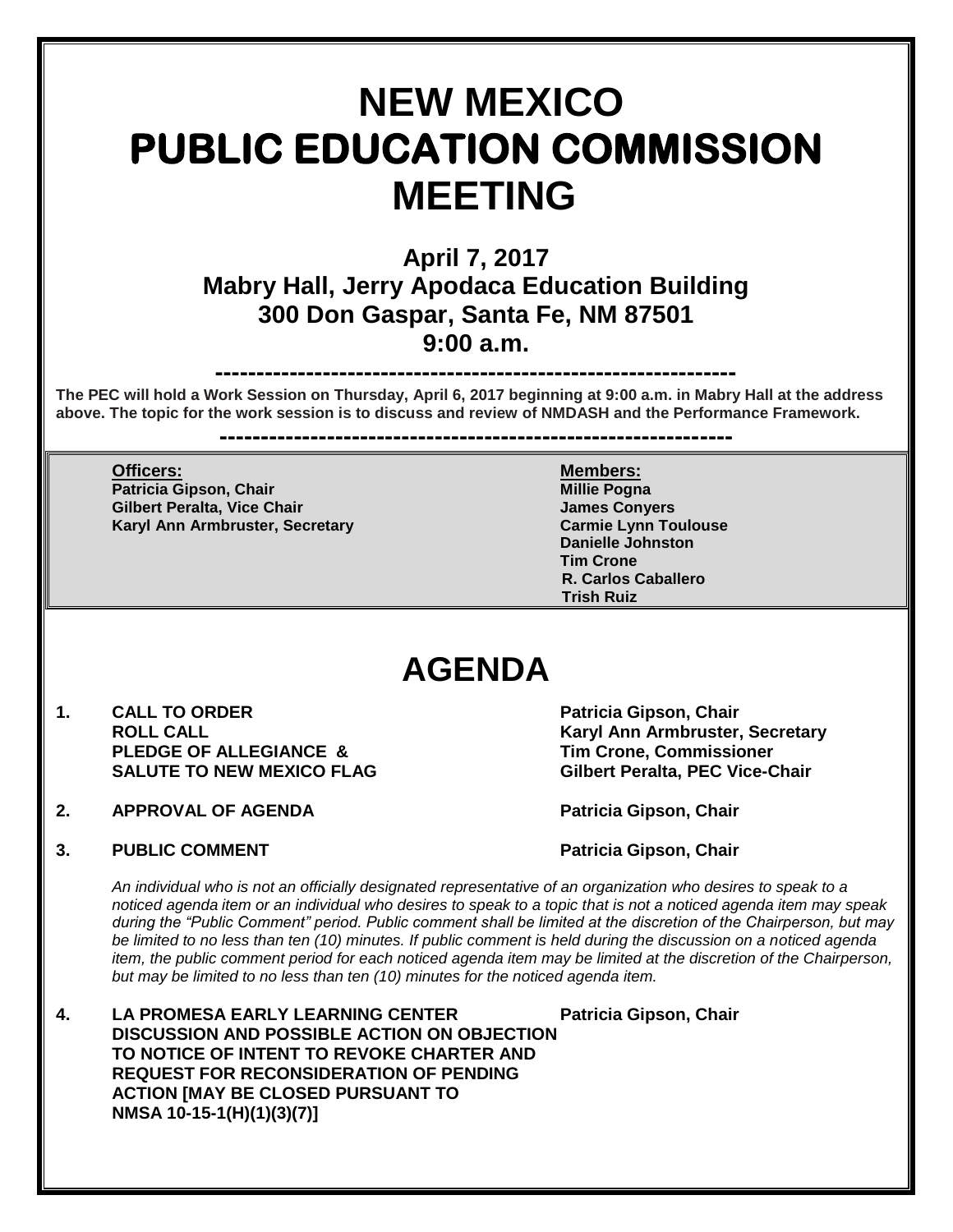# NEW MEXICO PUBLIC EDUCATION COMMISSION MEETING

## April 7, 2017
## Mabry Hall, Jerry Apodaca Education Building
## 300 Don Gaspar, Santa Fe, NM 87501
## 9:00 a.m.

---

**The PEC will hold a Work Session on Thursday, April 6, 2017 beginning at 9:00 a.m. in Mabry Hall at the address above. The topic for the work session is to discuss and review of NMDASH and the Performance Framework.**

---

| **Officers:** | **Members:** |
|---|---|
| **Patricia Gipson, Chair** | **Millie Pogna** |
| **Gilbert Peralta, Vice Chair** | **James Conyers** |
| **Karyl Ann Armbruster, Secretary** | **Carmie Lynn Toulouse** |
| | **Danielle Johnston** |
| | **Tim Crone** |
| | **R. Carlos Caballero** |
| | **Trish Ruiz** |

# AGENDA

| | | |
|---|---|---|
| **1.** | **CALL TO ORDER** | **Patricia Gipson, Chair** |
| | **ROLL CALL** | **Karyl Ann Armbruster, Secretary** |
| | **PLEDGE OF ALLEGIANCE &** | **Tim Crone, Commissioner** |
| | **SALUTE TO NEW MEXICO FLAG** | **Gilbert Peralta, PEC Vice-Chair** |
| **2.** | **APPROVAL OF AGENDA** | **Patricia Gipson, Chair** |
| **3.** | **PUBLIC COMMENT** | **Patricia Gipson, Chair** |

*An individual who is not an officially designated representative of an organization who desires to speak to a noticed agenda item or an individual who desires to speak to a topic that is not a noticed agenda item may speak during the "Public Comment" period. Public comment shall be limited at the discretion of the Chairperson, but may be limited to no less than ten (10) minutes. If public comment is held during the discussion on a noticed agenda item, the public comment period for each noticed agenda item may be limited at the discretion of the Chairperson, but may be limited to no less than ten (10) minutes for the noticed agenda item.*

| | | |
|---|---|---|
| **4.** | **LA PROMESA EARLY LEARNING CENTER DISCUSSION AND POSSIBLE ACTION ON OBJECTION TO NOTICE OF INTENT TO REVOKE CHARTER AND REQUEST FOR RECONSIDERATION OF PENDING ACTION [MAY BE CLOSED PURSUANT TO NMSA 10-15-1(H)(1)(3)(7)]** | **Patricia Gipson, Chair** |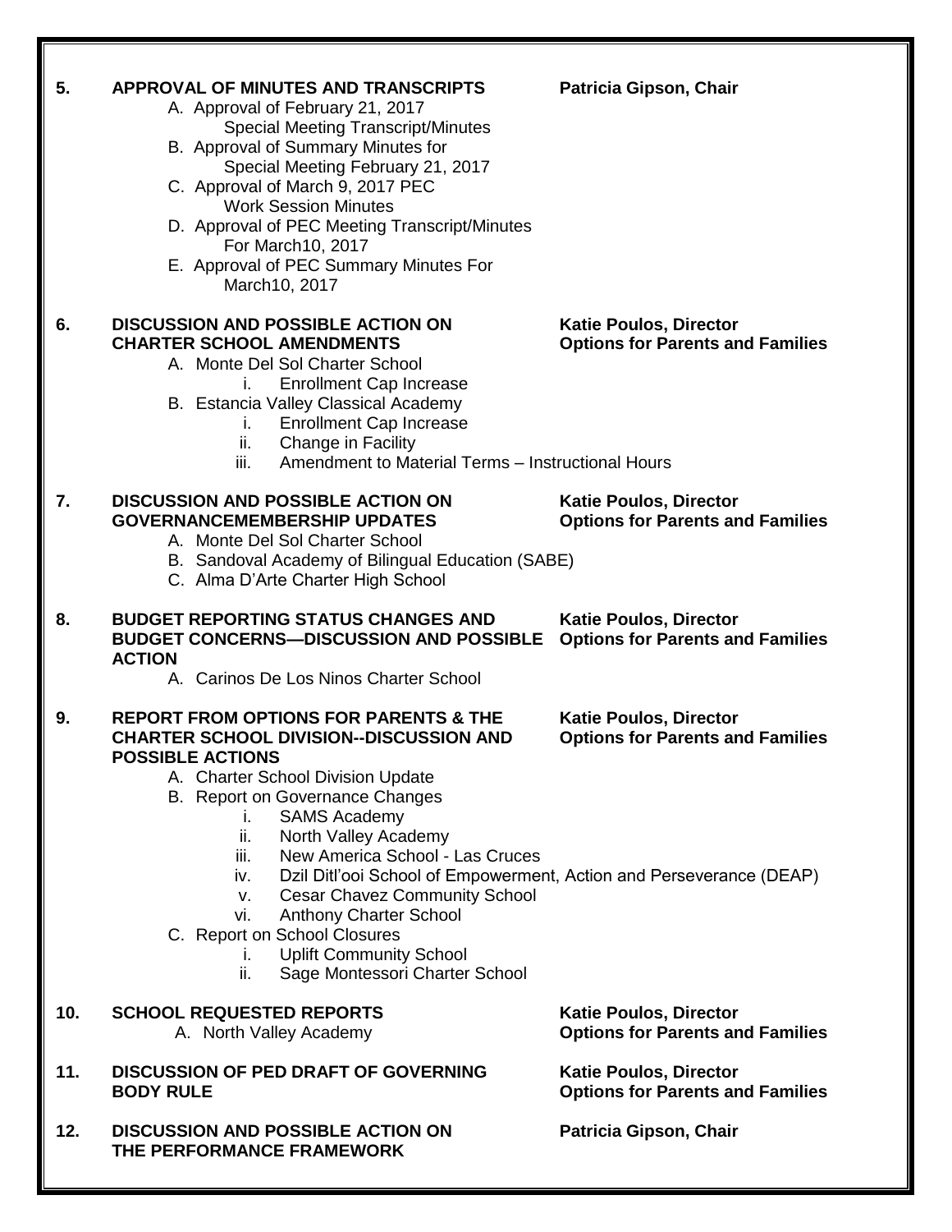**5. APPROVAL OF MINUTES AND TRANSCRIPTS** — **Patricia Gipson, Chair**

- A. Approval of February 21, 2017 Special Meeting Transcript/Minutes
- B. Approval of Summary Minutes for Special Meeting February 21, 2017
- C. Approval of March 9, 2017 PEC Work Session Minutes
- D. Approval of PEC Meeting Transcript/Minutes For March10, 2017
- E. Approval of PEC Summary Minutes For March10, 2017

**6. DISCUSSION AND POSSIBLE ACTION ON CHARTER SCHOOL AMENDMENTS** — **Katie Poulos, Director, Options for Parents and Families**

- A. Monte Del Sol Charter School
  - i. Enrollment Cap Increase
- B. Estancia Valley Classical Academy
  - i. Enrollment Cap Increase
  - ii. Change in Facility
  - iii. Amendment to Material Terms – Instructional Hours

**7. DISCUSSION AND POSSIBLE ACTION ON GOVERNANCEMEMBERSHIP UPDATES** — **Katie Poulos, Director, Options for Parents and Families**

- A. Monte Del Sol Charter School
- B. Sandoval Academy of Bilingual Education (SABE)
- C. Alma D'Arte Charter High School

**8. BUDGET REPORTING STATUS CHANGES AND BUDGET CONCERNS—DISCUSSION AND POSSIBLE ACTION** — **Katie Poulos, Director, Options for Parents and Families**

- A. Carinos De Los Ninos Charter School

**9. REPORT FROM OPTIONS FOR PARENTS & THE CHARTER SCHOOL DIVISION--DISCUSSION AND POSSIBLE ACTIONS** — **Katie Poulos, Director, Options for Parents and Families**

- A. Charter School Division Update
- B. Report on Governance Changes
  - i. SAMS Academy
  - ii. North Valley Academy
  - iii. New America School - Las Cruces
  - iv. Dzil Ditl'ooi School of Empowerment, Action and Perseverance (DEAP)
  - v. Cesar Chavez Community School
  - vi. Anthony Charter School
- C. Report on School Closures
  - i. Uplift Community School
  - ii. Sage Montessori Charter School

**10. SCHOOL REQUESTED REPORTS** — **Katie Poulos, Director, Options for Parents and Families**

- A. North Valley Academy

**11. DISCUSSION OF PED DRAFT OF GOVERNING BODY RULE** — **Katie Poulos, Director, Options for Parents and Families**

**12. DISCUSSION AND POSSIBLE ACTION ON THE PERFORMANCE FRAMEWORK** — **Patricia Gipson, Chair**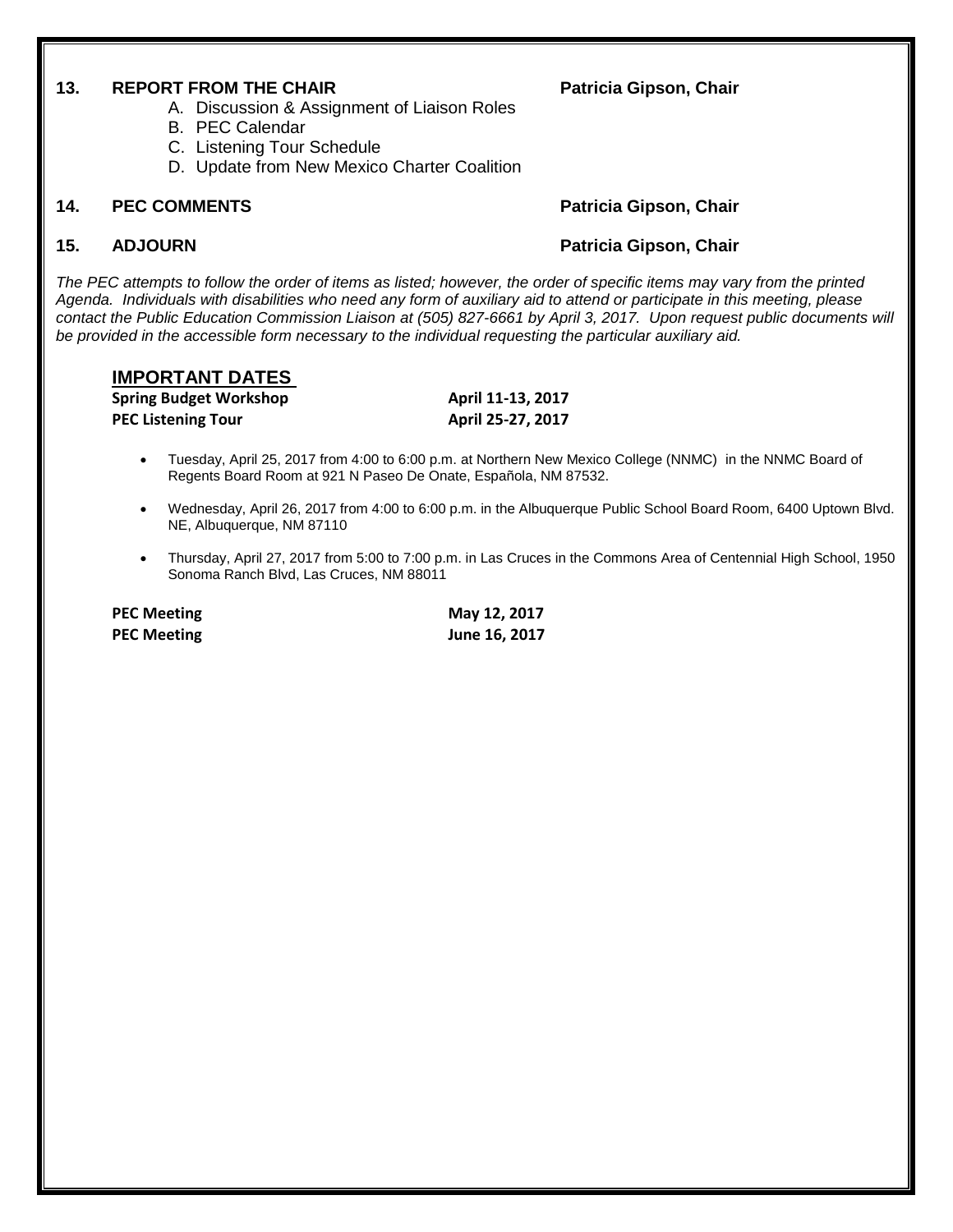**13. REPORT FROM THE CHAIR** **Patricia Gipson, Chair**

A. Discussion & Assignment of Liaison Roles
B. PEC Calendar
C. Listening Tour Schedule
D. Update from New Mexico Charter Coalition

**14. PEC COMMENTS** **Patricia Gipson, Chair**

**15. ADJOURN** **Patricia Gipson, Chair**

*The PEC attempts to follow the order of items as listed; however, the order of specific items may vary from the printed Agenda. Individuals with disabilities who need any form of auxiliary aid to attend or participate in this meeting, please contact the Public Education Commission Liaison at (505) 827-6661 by April 3, 2017. Upon request public documents will be provided in the accessible form necessary to the individual requesting the particular auxiliary aid.*

## IMPORTANT DATES

**Spring Budget Workshop** **April 11-13, 2017**

**PEC Listening Tour** **April 25-27, 2017**

- Tuesday, April 25, 2017 from 4:00 to 6:00 p.m. at Northern New Mexico College (NNMC) in the NNMC Board of Regents Board Room at 921 N Paseo De Onate, Española, NM 87532.
- Wednesday, April 26, 2017 from 4:00 to 6:00 p.m. in the Albuquerque Public School Board Room, 6400 Uptown Blvd. NE, Albuquerque, NM 87110
- Thursday, April 27, 2017 from 5:00 to 7:00 p.m. in Las Cruces in the Commons Area of Centennial High School, 1950 Sonoma Ranch Blvd, Las Cruces, NM 88011

**PEC Meeting** **May 12, 2017**

**PEC Meeting** **June 16, 2017**